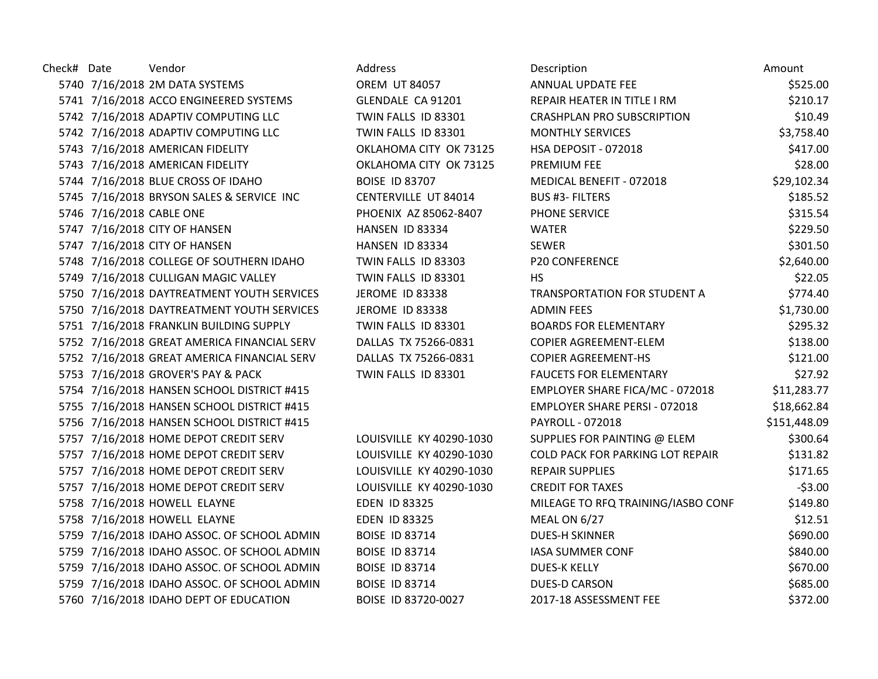| Check# | Date | Vendor | Address | Description | Amount |
|---|---|---|---|---|---|
| 5740 | 7/16/2018 | 2M DATA SYSTEMS | OREM UT 84057 | ANNUAL UPDATE FEE | $525.00 |
| 5741 | 7/16/2018 | ACCO ENGINEERED SYSTEMS | GLENDALE CA 91201 | REPAIR HEATER IN TITLE I RM | $210.17 |
| 5742 | 7/16/2018 | ADAPTIV COMPUTING LLC | TWIN FALLS ID 83301 | CRASHPLAN PRO SUBSCRIPTION | $10.49 |
| 5742 | 7/16/2018 | ADAPTIV COMPUTING LLC | TWIN FALLS ID 83301 | MONTHLY SERVICES | $3,758.40 |
| 5743 | 7/16/2018 | AMERICAN FIDELITY | OKLAHOMA CITY OK 73125 | HSA DEPOSIT - 072018 | $417.00 |
| 5743 | 7/16/2018 | AMERICAN FIDELITY | OKLAHOMA CITY OK 73125 | PREMIUM FEE | $28.00 |
| 5744 | 7/16/2018 | BLUE CROSS OF IDAHO | BOISE ID 83707 | MEDICAL BENEFIT - 072018 | $29,102.34 |
| 5745 | 7/16/2018 | BRYSON SALES & SERVICE INC | CENTERVILLE UT 84014 | BUS #3- FILTERS | $185.52 |
| 5746 | 7/16/2018 | CABLE ONE | PHOENIX AZ 85062-8407 | PHONE SERVICE | $315.54 |
| 5747 | 7/16/2018 | CITY OF HANSEN | HANSEN ID 83334 | WATER | $229.50 |
| 5747 | 7/16/2018 | CITY OF HANSEN | HANSEN ID 83334 | SEWER | $301.50 |
| 5748 | 7/16/2018 | COLLEGE OF SOUTHERN IDAHO | TWIN FALLS ID 83303 | P20 CONFERENCE | $2,640.00 |
| 5749 | 7/16/2018 | CULLIGAN MAGIC VALLEY | TWIN FALLS ID 83301 | HS | $22.05 |
| 5750 | 7/16/2018 | DAYTREATMENT YOUTH SERVICES | JEROME ID 83338 | TRANSPORTATION FOR STUDENT A | $774.40 |
| 5750 | 7/16/2018 | DAYTREATMENT YOUTH SERVICES | JEROME ID 83338 | ADMIN FEES | $1,730.00 |
| 5751 | 7/16/2018 | FRANKLIN BUILDING SUPPLY | TWIN FALLS ID 83301 | BOARDS FOR ELEMENTARY | $295.32 |
| 5752 | 7/16/2018 | GREAT AMERICA FINANCIAL SERV | DALLAS TX 75266-0831 | COPIER AGREEMENT-ELEM | $138.00 |
| 5752 | 7/16/2018 | GREAT AMERICA FINANCIAL SERV | DALLAS TX 75266-0831 | COPIER AGREEMENT-HS | $121.00 |
| 5753 | 7/16/2018 | GROVER'S PAY & PACK | TWIN FALLS ID 83301 | FAUCETS FOR ELEMENTARY | $27.92 |
| 5754 | 7/16/2018 | HANSEN SCHOOL DISTRICT #415 | | EMPLOYER SHARE FICA/MC - 072018 | $11,283.77 |
| 5755 | 7/16/2018 | HANSEN SCHOOL DISTRICT #415 | | EMPLOYER SHARE PERSI - 072018 | $18,662.84 |
| 5756 | 7/16/2018 | HANSEN SCHOOL DISTRICT #415 | | PAYROLL - 072018 | $151,448.09 |
| 5757 | 7/16/2018 | HOME DEPOT CREDIT SERV | LOUISVILLE KY 40290-1030 | SUPPLIES FOR PAINTING @ ELEM | $300.64 |
| 5757 | 7/16/2018 | HOME DEPOT CREDIT SERV | LOUISVILLE KY 40290-1030 | COLD PACK FOR PARKING LOT REPAIR | $131.82 |
| 5757 | 7/16/2018 | HOME DEPOT CREDIT SERV | LOUISVILLE KY 40290-1030 | REPAIR SUPPLIES | $171.65 |
| 5757 | 7/16/2018 | HOME DEPOT CREDIT SERV | LOUISVILLE KY 40290-1030 | CREDIT FOR TAXES | -$3.00 |
| 5758 | 7/16/2018 | HOWELL ELAYNE | EDEN ID 83325 | MILEAGE TO RFQ TRAINING/IASBO CONF | $149.80 |
| 5758 | 7/16/2018 | HOWELL ELAYNE | EDEN ID 83325 | MEAL ON 6/27 | $12.51 |
| 5759 | 7/16/2018 | IDAHO ASSOC. OF SCHOOL ADMIN | BOISE ID 83714 | DUES-H SKINNER | $690.00 |
| 5759 | 7/16/2018 | IDAHO ASSOC. OF SCHOOL ADMIN | BOISE ID 83714 | IASA SUMMER CONF | $840.00 |
| 5759 | 7/16/2018 | IDAHO ASSOC. OF SCHOOL ADMIN | BOISE ID 83714 | DUES-K KELLY | $670.00 |
| 5759 | 7/16/2018 | IDAHO ASSOC. OF SCHOOL ADMIN | BOISE ID 83714 | DUES-D CARSON | $685.00 |
| 5760 | 7/16/2018 | IDAHO DEPT OF EDUCATION | BOISE ID 83720-0027 | 2017-18 ASSESSMENT FEE | $372.00 |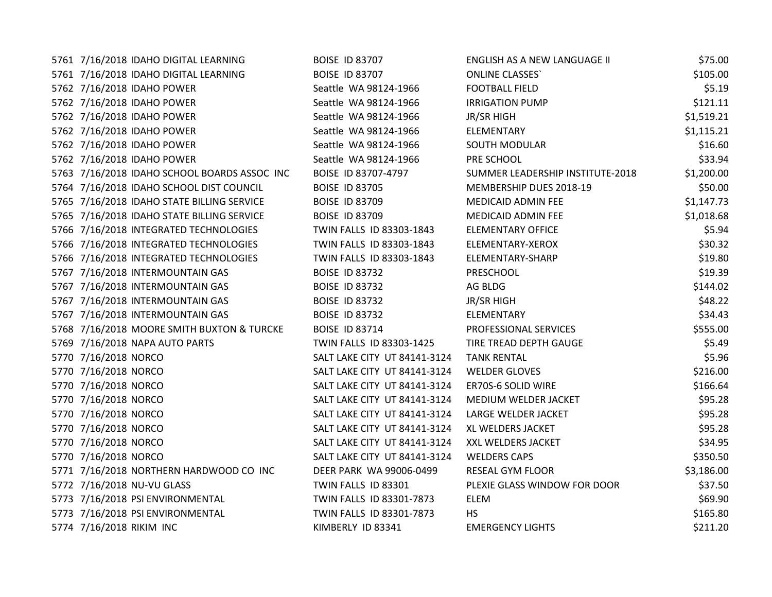| | | | | | |
|---|---|---|---|---|---|
| 5761 | 7/16/2018 | IDAHO DIGITAL LEARNING | BOISE ID 83707 | ENGLISH AS A NEW LANGUAGE II | $75.00 |
| 5761 | 7/16/2018 | IDAHO DIGITAL LEARNING | BOISE ID 83707 | ONLINE CLASSES` | $105.00 |
| 5762 | 7/16/2018 | IDAHO POWER | Seattle WA 98124-1966 | FOOTBALL FIELD | $5.19 |
| 5762 | 7/16/2018 | IDAHO POWER | Seattle WA 98124-1966 | IRRIGATION PUMP | $121.11 |
| 5762 | 7/16/2018 | IDAHO POWER | Seattle WA 98124-1966 | JR/SR HIGH | $1,519.21 |
| 5762 | 7/16/2018 | IDAHO POWER | Seattle WA 98124-1966 | ELEMENTARY | $1,115.21 |
| 5762 | 7/16/2018 | IDAHO POWER | Seattle WA 98124-1966 | SOUTH MODULAR | $16.60 |
| 5762 | 7/16/2018 | IDAHO POWER | Seattle WA 98124-1966 | PRE SCHOOL | $33.94 |
| 5763 | 7/16/2018 | IDAHO SCHOOL BOARDS ASSOC INC | BOISE ID 83707-4797 | SUMMER LEADERSHIP INSTITUTE-2018 | $1,200.00 |
| 5764 | 7/16/2018 | IDAHO SCHOOL DIST COUNCIL | BOISE ID 83705 | MEMBERSHIP DUES 2018-19 | $50.00 |
| 5765 | 7/16/2018 | IDAHO STATE BILLING SERVICE | BOISE ID 83709 | MEDICAID ADMIN FEE | $1,147.73 |
| 5765 | 7/16/2018 | IDAHO STATE BILLING SERVICE | BOISE ID 83709 | MEDICAID ADMIN FEE | $1,018.68 |
| 5766 | 7/16/2018 | INTEGRATED TECHNOLOGIES | TWIN FALLS ID 83303-1843 | ELEMENTARY OFFICE | $5.94 |
| 5766 | 7/16/2018 | INTEGRATED TECHNOLOGIES | TWIN FALLS ID 83303-1843 | ELEMENTARY-XEROX | $30.32 |
| 5766 | 7/16/2018 | INTEGRATED TECHNOLOGIES | TWIN FALLS ID 83303-1843 | ELEMENTARY-SHARP | $19.80 |
| 5767 | 7/16/2018 | INTERMOUNTAIN GAS | BOISE ID 83732 | PRESCHOOL | $19.39 |
| 5767 | 7/16/2018 | INTERMOUNTAIN GAS | BOISE ID 83732 | AG BLDG | $144.02 |
| 5767 | 7/16/2018 | INTERMOUNTAIN GAS | BOISE ID 83732 | JR/SR HIGH | $48.22 |
| 5767 | 7/16/2018 | INTERMOUNTAIN GAS | BOISE ID 83732 | ELEMENTARY | $34.43 |
| 5768 | 7/16/2018 | MOORE SMITH BUXTON & TURCKE | BOISE ID 83714 | PROFESSIONAL SERVICES | $555.00 |
| 5769 | 7/16/2018 | NAPA AUTO PARTS | TWIN FALLS ID 83303-1425 | TIRE TREAD DEPTH GAUGE | $5.49 |
| 5770 | 7/16/2018 | NORCO | SALT LAKE CITY UT 84141-3124 | TANK RENTAL | $5.96 |
| 5770 | 7/16/2018 | NORCO | SALT LAKE CITY UT 84141-3124 | WELDER GLOVES | $216.00 |
| 5770 | 7/16/2018 | NORCO | SALT LAKE CITY UT 84141-3124 | ER70S-6 SOLID WIRE | $166.64 |
| 5770 | 7/16/2018 | NORCO | SALT LAKE CITY UT 84141-3124 | MEDIUM WELDER JACKET | $95.28 |
| 5770 | 7/16/2018 | NORCO | SALT LAKE CITY UT 84141-3124 | LARGE WELDER JACKET | $95.28 |
| 5770 | 7/16/2018 | NORCO | SALT LAKE CITY UT 84141-3124 | XL WELDERS JACKET | $95.28 |
| 5770 | 7/16/2018 | NORCO | SALT LAKE CITY UT 84141-3124 | XXL WELDERS JACKET | $34.95 |
| 5770 | 7/16/2018 | NORCO | SALT LAKE CITY UT 84141-3124 | WELDERS CAPS | $350.50 |
| 5771 | 7/16/2018 | NORTHERN HARDWOOD CO INC | DEER PARK WA 99006-0499 | RESEAL GYM FLOOR | $3,186.00 |
| 5772 | 7/16/2018 | NU-VU GLASS | TWIN FALLS ID 83301 | PLEXIE GLASS WINDOW FOR DOOR | $37.50 |
| 5773 | 7/16/2018 | PSI ENVIRONMENTAL | TWIN FALLS ID 83301-7873 | ELEM | $69.90 |
| 5773 | 7/16/2018 | PSI ENVIRONMENTAL | TWIN FALLS ID 83301-7873 | HS | $165.80 |
| 5774 | 7/16/2018 | RIKIM INC | KIMBERLY ID 83341 | EMERGENCY LIGHTS | $211.20 |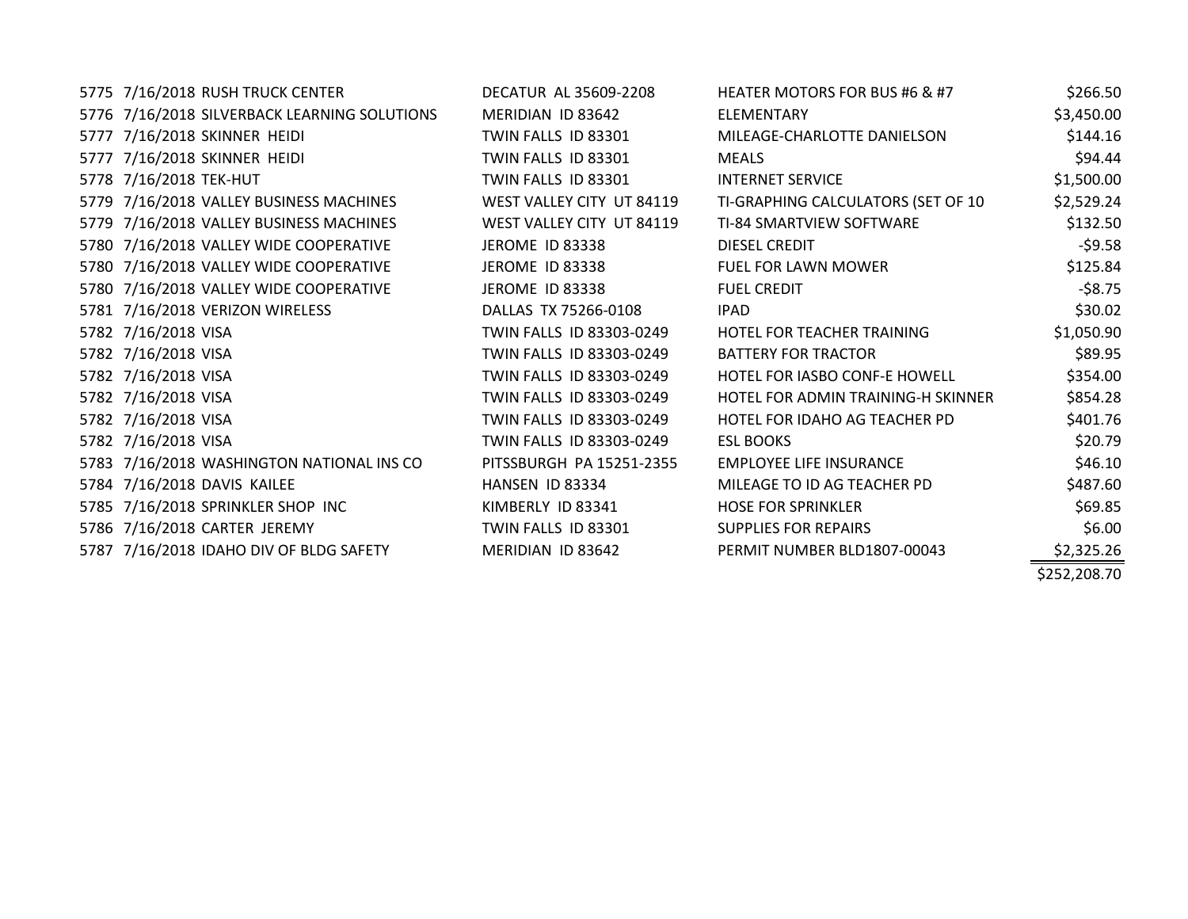| | | | | | |
|---|---|---|---|---|---|
| 5775 | 7/16/2018 | RUSH TRUCK CENTER | DECATUR AL 35609-2208 | HEATER MOTORS FOR BUS #6 & #7 | $266.50 |
| 5776 | 7/16/2018 | SILVERBACK LEARNING SOLUTIONS | MERIDIAN ID 83642 | ELEMENTARY | $3,450.00 |
| 5777 | 7/16/2018 | SKINNER HEIDI | TWIN FALLS ID 83301 | MILEAGE-CHARLOTTE DANIELSON | $144.16 |
| 5777 | 7/16/2018 | SKINNER HEIDI | TWIN FALLS ID 83301 | MEALS | $94.44 |
| 5778 | 7/16/2018 | TEK-HUT | TWIN FALLS ID 83301 | INTERNET SERVICE | $1,500.00 |
| 5779 | 7/16/2018 | VALLEY BUSINESS MACHINES | WEST VALLEY CITY UT 84119 | TI-GRAPHING CALCULATORS (SET OF 10 | $2,529.24 |
| 5779 | 7/16/2018 | VALLEY BUSINESS MACHINES | WEST VALLEY CITY UT 84119 | TI-84 SMARTVIEW SOFTWARE | $132.50 |
| 5780 | 7/16/2018 | VALLEY WIDE COOPERATIVE | JEROME ID 83338 | DIESEL CREDIT | -$9.58 |
| 5780 | 7/16/2018 | VALLEY WIDE COOPERATIVE | JEROME ID 83338 | FUEL FOR LAWN MOWER | $125.84 |
| 5780 | 7/16/2018 | VALLEY WIDE COOPERATIVE | JEROME ID 83338 | FUEL CREDIT | -$8.75 |
| 5781 | 7/16/2018 | VERIZON WIRELESS | DALLAS TX 75266-0108 | IPAD | $30.02 |
| 5782 | 7/16/2018 | VISA | TWIN FALLS ID 83303-0249 | HOTEL FOR TEACHER TRAINING | $1,050.90 |
| 5782 | 7/16/2018 | VISA | TWIN FALLS ID 83303-0249 | BATTERY FOR TRACTOR | $89.95 |
| 5782 | 7/16/2018 | VISA | TWIN FALLS ID 83303-0249 | HOTEL FOR IASBO CONF-E HOWELL | $354.00 |
| 5782 | 7/16/2018 | VISA | TWIN FALLS ID 83303-0249 | HOTEL FOR ADMIN TRAINING-H SKINNER | $854.28 |
| 5782 | 7/16/2018 | VISA | TWIN FALLS ID 83303-0249 | HOTEL FOR IDAHO AG TEACHER PD | $401.76 |
| 5782 | 7/16/2018 | VISA | TWIN FALLS ID 83303-0249 | ESL BOOKS | $20.79 |
| 5783 | 7/16/2018 | WASHINGTON NATIONAL INS CO | PITSSBURGH PA 15251-2355 | EMPLOYEE LIFE INSURANCE | $46.10 |
| 5784 | 7/16/2018 | DAVIS KAILEE | HANSEN ID 83334 | MILEAGE TO ID AG TEACHER PD | $487.60 |
| 5785 | 7/16/2018 | SPRINKLER SHOP INC | KIMBERLY ID 83341 | HOSE FOR SPRINKLER | $69.85 |
| 5786 | 7/16/2018 | CARTER JEREMY | TWIN FALLS ID 83301 | SUPPLIES FOR REPAIRS | $6.00 |
| 5787 | 7/16/2018 | IDAHO DIV OF BLDG SAFETY | MERIDIAN ID 83642 | PERMIT NUMBER BLD1807-00043 | $2,325.26 |
| | | | | | $252,208.70 |